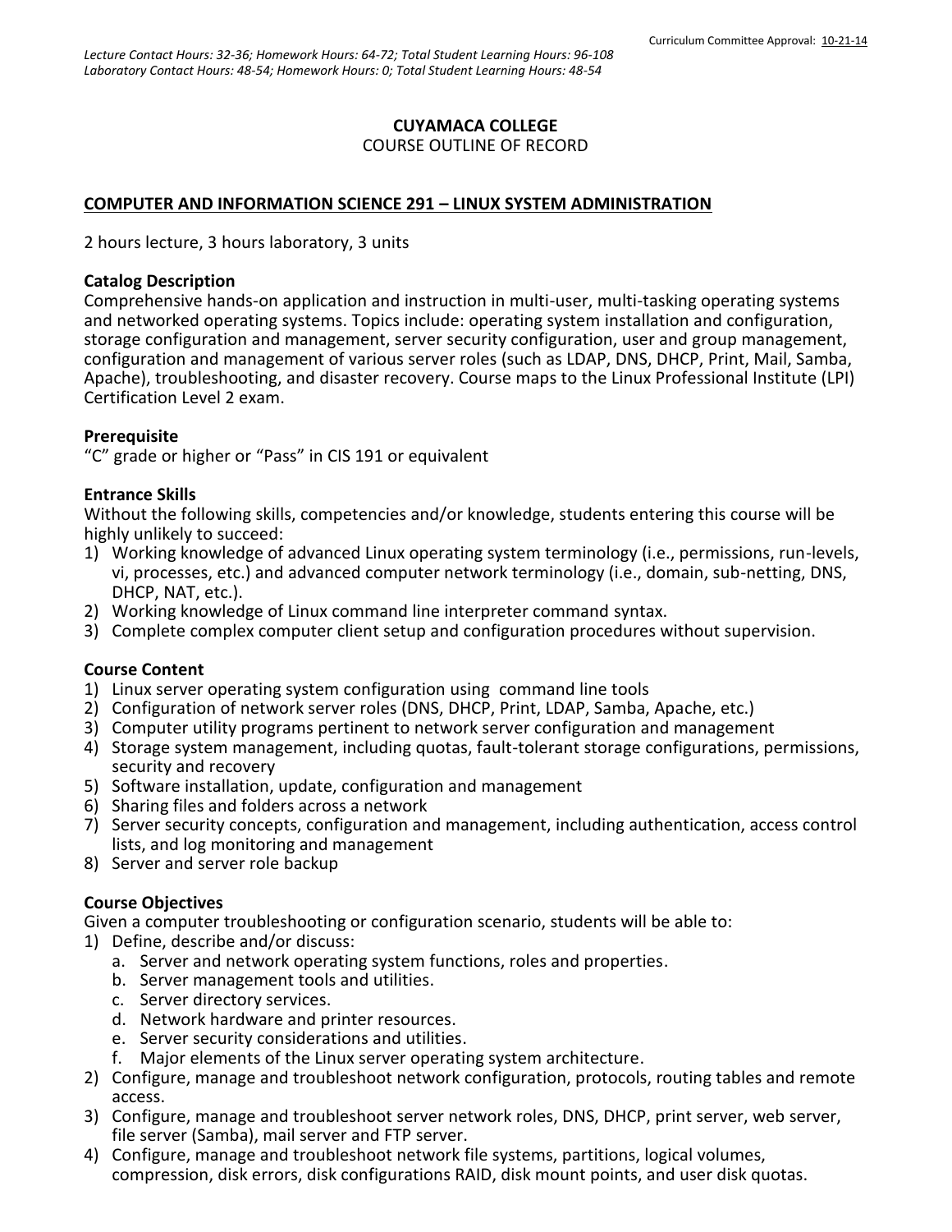*Lecture Contact Hours: 32-36; Homework Hours: 64-72; Total Student Learning Hours: 96-108*
*Laboratory Contact Hours: 48-54; Homework Hours: 0; Total Student Learning Hours: 48-54*

Curriculum Committee Approval: 10-21-14

# CUYAMACA COLLEGE
COURSE OUTLINE OF RECORD

## COMPUTER AND INFORMATION SCIENCE 291 – LINUX SYSTEM ADMINISTRATION

2 hours lecture, 3 hours laboratory, 3 units

### Catalog Description
Comprehensive hands-on application and instruction in multi-user, multi-tasking operating systems and networked operating systems. Topics include: operating system installation and configuration, storage configuration and management, server security configuration, user and group management, configuration and management of various server roles (such as LDAP, DNS, DHCP, Print, Mail, Samba, Apache), troubleshooting, and disaster recovery. Course maps to the Linux Professional Institute (LPI) Certification Level 2 exam.

### Prerequisite
"C" grade or higher or "Pass" in CIS 191 or equivalent

### Entrance Skills
Without the following skills, competencies and/or knowledge, students entering this course will be highly unlikely to succeed:
1) Working knowledge of advanced Linux operating system terminology (i.e., permissions, run-levels, vi, processes, etc.) and advanced computer network terminology (i.e., domain, sub-netting, DNS, DHCP, NAT, etc.).
2) Working knowledge of Linux command line interpreter command syntax.
3) Complete complex computer client setup and configuration procedures without supervision.

### Course Content
1) Linux server operating system configuration using command line tools
2) Configuration of network server roles (DNS, DHCP, Print, LDAP, Samba, Apache, etc.)
3) Computer utility programs pertinent to network server configuration and management
4) Storage system management, including quotas, fault-tolerant storage configurations, permissions, security and recovery
5) Software installation, update, configuration and management
6) Sharing files and folders across a network
7) Server security concepts, configuration and management, including authentication, access control lists, and log monitoring and management
8) Server and server role backup

### Course Objectives
Given a computer troubleshooting or configuration scenario, students will be able to:
1) Define, describe and/or discuss:
   a. Server and network operating system functions, roles and properties.
   b. Server management tools and utilities.
   c. Server directory services.
   d. Network hardware and printer resources.
   e. Server security considerations and utilities.
   f. Major elements of the Linux server operating system architecture.
2) Configure, manage and troubleshoot network configuration, protocols, routing tables and remote access.
3) Configure, manage and troubleshoot server network roles, DNS, DHCP, print server, web server, file server (Samba), mail server and FTP server.
4) Configure, manage and troubleshoot network file systems, partitions, logical volumes, compression, disk errors, disk configurations RAID, disk mount points, and user disk quotas.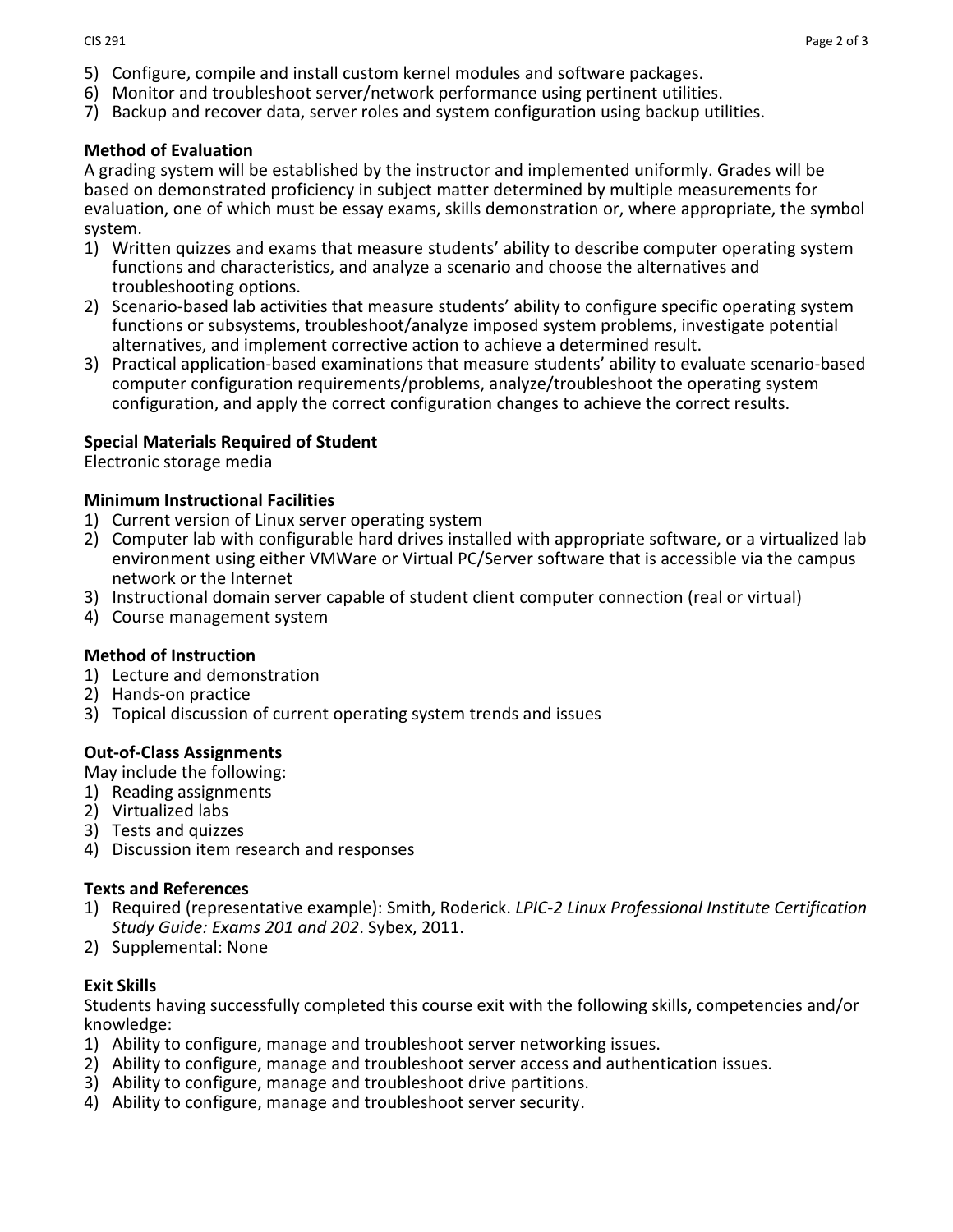5) Configure, compile and install custom kernel modules and software packages.
6) Monitor and troubleshoot server/network performance using pertinent utilities.
7) Backup and recover data, server roles and system configuration using backup utilities.

**Method of Evaluation**

A grading system will be established by the instructor and implemented uniformly. Grades will be based on demonstrated proficiency in subject matter determined by multiple measurements for evaluation, one of which must be essay exams, skills demonstration or, where appropriate, the symbol system.

1) Written quizzes and exams that measure students' ability to describe computer operating system functions and characteristics, and analyze a scenario and choose the alternatives and troubleshooting options.
2) Scenario-based lab activities that measure students' ability to configure specific operating system functions or subsystems, troubleshoot/analyze imposed system problems, investigate potential alternatives, and implement corrective action to achieve a determined result.
3) Practical application-based examinations that measure students' ability to evaluate scenario-based computer configuration requirements/problems, analyze/troubleshoot the operating system configuration, and apply the correct configuration changes to achieve the correct results.

**Special Materials Required of Student**

Electronic storage media

**Minimum Instructional Facilities**

1) Current version of Linux server operating system
2) Computer lab with configurable hard drives installed with appropriate software, or a virtualized lab environment using either VMWare or Virtual PC/Server software that is accessible via the campus network or the Internet
3) Instructional domain server capable of student client computer connection (real or virtual)
4) Course management system

**Method of Instruction**

1) Lecture and demonstration
2) Hands-on practice
3) Topical discussion of current operating system trends and issues

**Out-of-Class Assignments**

May include the following:

1) Reading assignments
2) Virtualized labs
3) Tests and quizzes
4) Discussion item research and responses

**Texts and References**

1) Required (representative example): Smith, Roderick. *LPIC-2 Linux Professional Institute Certification Study Guide: Exams 201 and 202*. Sybex, 2011.
2) Supplemental: None

**Exit Skills**

Students having successfully completed this course exit with the following skills, competencies and/or knowledge:

1) Ability to configure, manage and troubleshoot server networking issues.
2) Ability to configure, manage and troubleshoot server access and authentication issues.
3) Ability to configure, manage and troubleshoot drive partitions.
4) Ability to configure, manage and troubleshoot server security.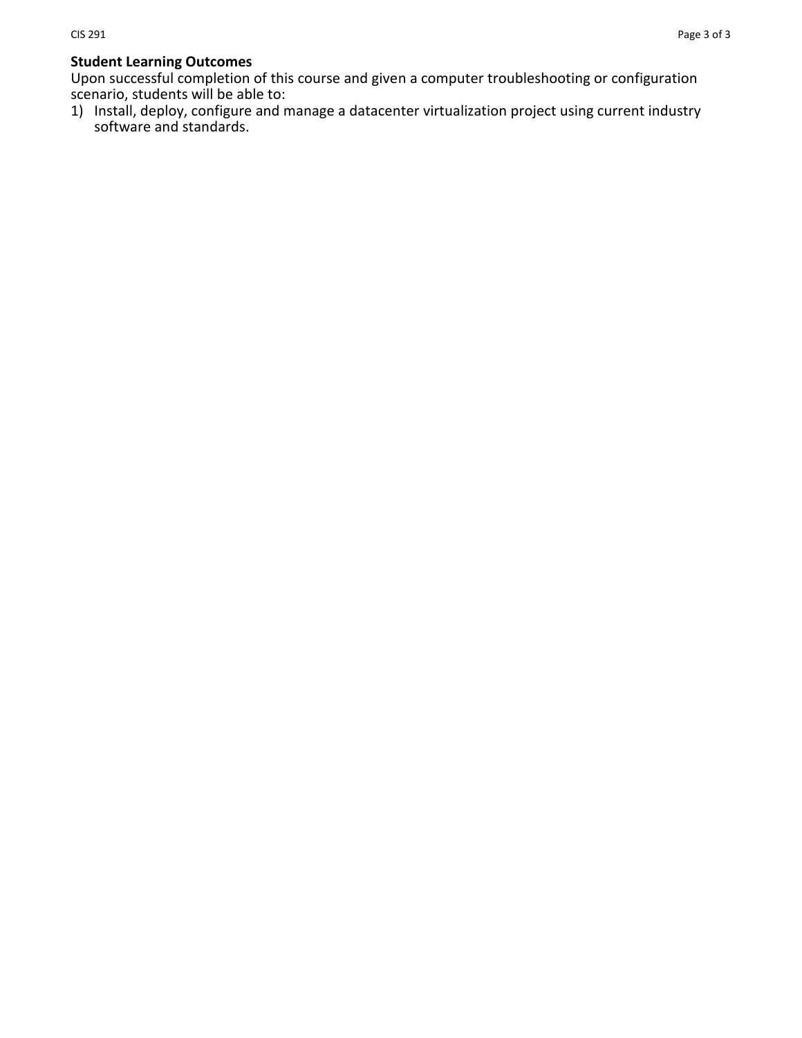**Student Learning Outcomes**

Upon successful completion of this course and given a computer troubleshooting or configuration scenario, students will be able to:

1) Install, deploy, configure and manage a datacenter virtualization project using current industry software and standards.